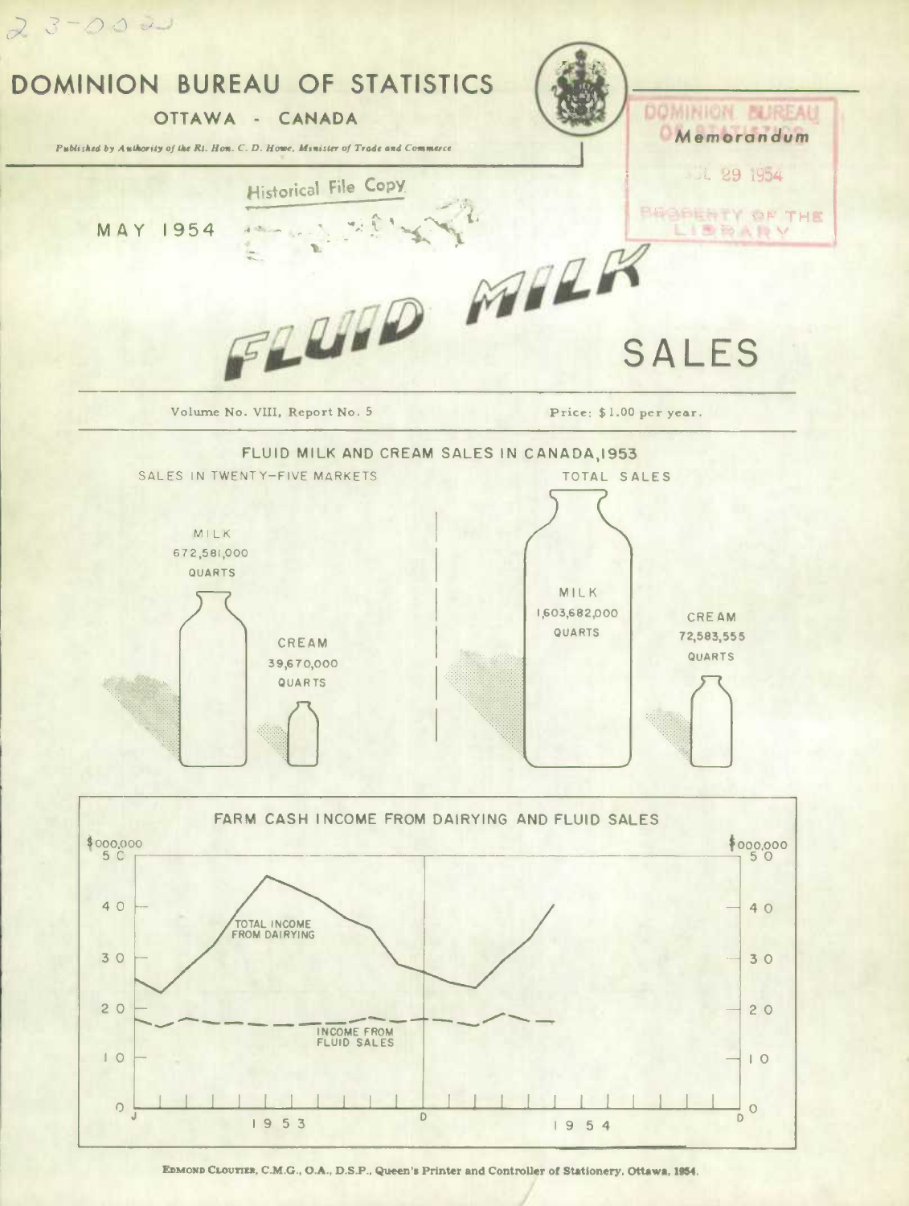# DOMINION BUREAU OF STATISTICS

OTTAWA - CANADA

*Published by Authority of the Rt. Hon. C. D. Howe, Minister of Trade and Commerce*

Memorandum

MAY 1954

# FLUID MILK SALES

Volume No. VIII, Report No. 5

Price: $1.00 per year.

## FLUID MILK AND CREAM SALES IN CANADA, 1953

SALES IN TWENTY-FIVE MARKETS

MILK 672,581,000 QUARTS

CREAM 39,670,000 QUARTS

TOTAL SALES

MILK 1,603,682,000 QUARTS

CREAM 72,583,555 QUARTS

## FARM CASH INCOME FROM DAIRYING AND FLUID SALES

$000,000

TOTAL INCOME FROM DAIRYING

INCOME FROM FLUID SALES

1953 1954

EDMOND CLOUTIER, C.M.G., O.A., D.S.P., Queen's Printer and Controller of Stationery, Ottawa, 1954.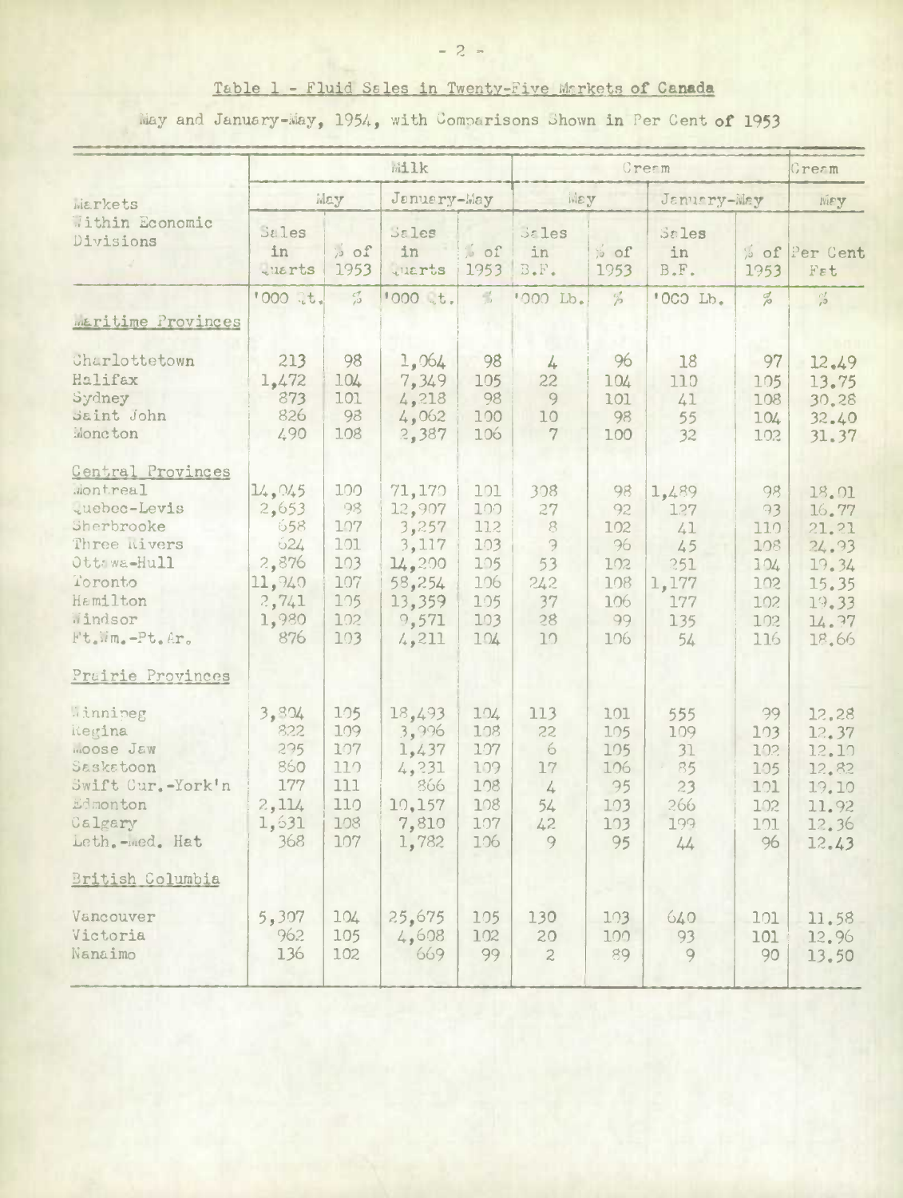## Table 1 - Fluid Sales in Twenty-Five Markets of Canada

May and January-May, 1954, with Comparisons Shown in Per Cent of 1953

| Markets Within Economic Divisions | Milk | | | | Cream | | | | Cream |
|---|---|---|---|---|---|---|---|---|---|
| | May | | January-May | | May | | January-May | | May |
| | Sales in Quarts | % of 1953 | Sales in Quarts | % of 1953 | Sales in B.F. | % of 1953 | Sales in B.F. | % of 1953 | Per Cent Fat |
| | '000 Qt. | % | '000 Qt. | % | '000 Lb. | % | '000 Lb. | % | % |
| **Maritime Provinces** | | | | | | | | | |
| Charlottetown | 213 | 98 | 1,064 | 98 | 4 | 96 | 18 | 97 | 12.49 |
| Halifax | 1,472 | 104 | 7,349 | 105 | 22 | 104 | 110 | 105 | 13.75 |
| Sydney | 873 | 101 | 4,218 | 98 | 9 | 101 | 41 | 108 | 30.28 |
| Saint John | 826 | 98 | 4,062 | 100 | 10 | 98 | 55 | 104 | 32.40 |
| Moncton | 490 | 108 | 2,387 | 106 | 7 | 100 | 32 | 102 | 31.37 |
| **Central Provinces** | | | | | | | | | |
| Montreal | 14,045 | 100 | 71,170 | 101 | 308 | 98 | 1,489 | 98 | 18.01 |
| Quebec-Levis | 2,653 | 98 | 12,907 | 100 | 27 | 92 | 127 | 93 | 16.77 |
| Sherbrooke | 658 | 107 | 3,257 | 112 | 8 | 102 | 41 | 110 | 21.21 |
| Three Rivers | 624 | 101 | 3,117 | 103 | 9 | 96 | 45 | 108 | 24.93 |
| Ottawa-Hull | 2,876 | 103 | 14,200 | 105 | 53 | 102 | 251 | 104 | 19.34 |
| Toronto | 11,940 | 107 | 58,254 | 106 | 242 | 108 | 1,177 | 102 | 15.35 |
| Hamilton | 2,741 | 105 | 13,359 | 105 | 37 | 106 | 177 | 102 | 19.33 |
| Windsor | 1,980 | 102 | 9,571 | 103 | 28 | 99 | 135 | 102 | 14.37 |
| Ft.Wm.-Pt.Ar. | 876 | 103 | 4,211 | 104 | 10 | 106 | 54 | 116 | 18.66 |
| **Prairie Provinces** | | | | | | | | | |
| Winnipeg | 3,804 | 105 | 18,493 | 104 | 113 | 101 | 555 | 99 | 12.28 |
| Regina | 822 | 109 | 3,996 | 108 | 22 | 105 | 109 | 103 | 12.37 |
| Moose Jaw | 295 | 107 | 1,437 | 107 | 6 | 105 | 31 | 102 | 12.10 |
| Saskatoon | 860 | 110 | 4,231 | 109 | 17 | 106 | 85 | 105 | 12.82 |
| Swift Cur.-York'n | 177 | 111 | 866 | 108 | 4 | 95 | 23 | 101 | 19.10 |
| Edmonton | 2,114 | 110 | 10,157 | 108 | 54 | 103 | 266 | 102 | 11.92 |
| Calgary | 1,631 | 108 | 7,810 | 107 | 42 | 103 | 199 | 101 | 12.36 |
| Leth.-Med. Hat | 368 | 107 | 1,782 | 106 | 9 | 95 | 44 | 96 | 12.43 |
| **British Columbia** | | | | | | | | | |
| Vancouver | 5,307 | 104 | 25,675 | 105 | 130 | 103 | 640 | 101 | 11.58 |
| Victoria | 962 | 105 | 4,608 | 102 | 20 | 100 | 93 | 101 | 12.96 |
| Nanaimo | 136 | 102 | 669 | 99 | 2 | 89 | 9 | 90 | 13.50 |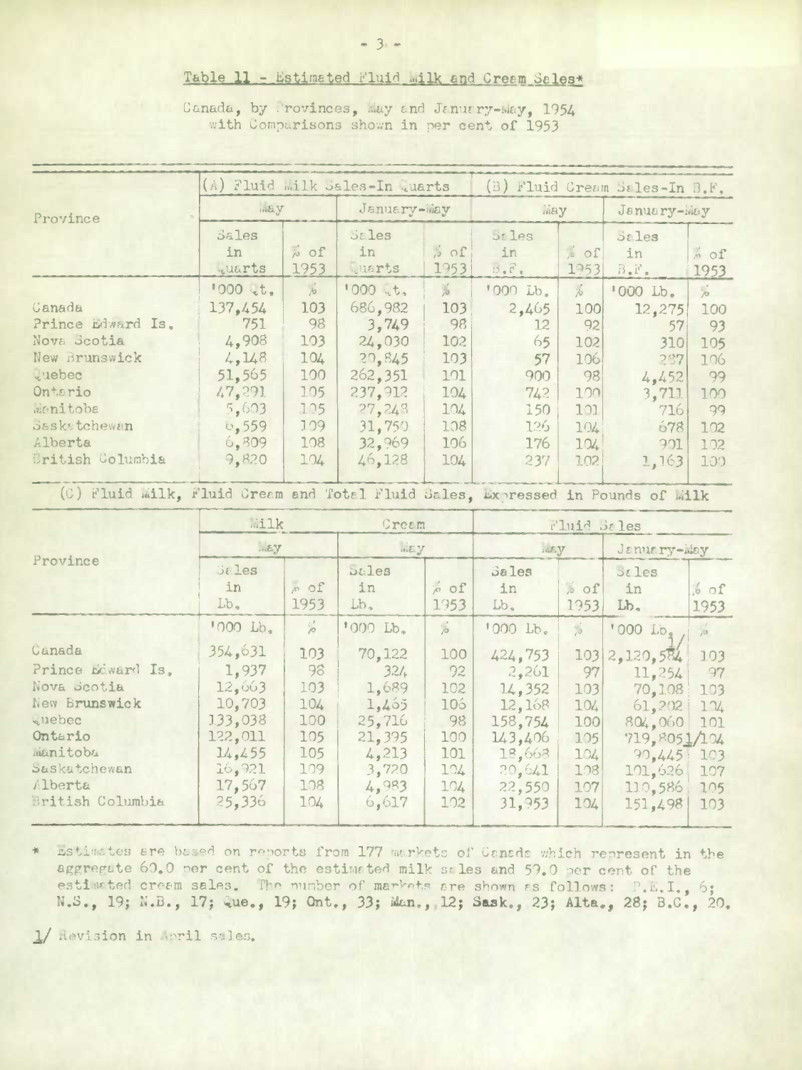## Table 11 - Estimated Fluid Milk and Cream Sales*

Canada, by Provinces, May and January-May, 1954 with Comparisons shown in per cent of 1953

| Province | (A) Fluid Milk Sales-In Quarts | | | | (B) Fluid Cream Sales-In B.F. | | | |
|---|---|---|---|---|---|---|---|---|
| | May | | January-May | | May | | January-May | |
| | Sales in Quarts | % of 1953 | Sales in Quarts | % of 1953 | Sales in B.F. | % of 1953 | Sales in B.F. | % of 1953 |
| | '000 Qt. | % | '000 Qt. | % | '000 Lb. | % | '000 Lb. | % |
| Canada | 137,454 | 103 | 686,982 | 103 | 2,465 | 100 | 12,275 | 100 |
| Prince Edward Is. | 751 | 98 | 3,749 | 98 | 12 | 92 | 57 | 93 |
| Nova Scotia | 4,908 | 103 | 24,030 | 102 | 65 | 102 | 310 | 105 |
| New Brunswick | 4,148 | 104 | 20,845 | 103 | 57 | 106 | 287 | 106 |
| Quebec | 51,565 | 100 | 262,351 | 101 | 900 | 98 | 4,452 | 99 |
| Ontario | 47,291 | 105 | 237,912 | 104 | 742 | 100 | 3,711 | 100 |
| Manitoba | 5,603 | 105 | 27,248 | 104 | 150 | 101 | 716 | 99 |
| Saskatchewan | 6,559 | 109 | 31,750 | 108 | 126 | 104 | 678 | 102 |
| Alberta | 6,809 | 108 | 32,969 | 106 | 176 | 104 | 901 | 102 |
| British Columbia | 9,820 | 104 | 46,128 | 104 | 237 | 102 | 1,163 | 100 |

(C) Fluid Milk, Fluid Cream and Total Fluid Sales, Expressed in Pounds of Milk

| Province | Milk | | Cream | | Fluid Sales | | | |
|---|---|---|---|---|---|---|---|---|
| | May | | May | | May | | January-May | |
| | Sales in Lb. | % of 1953 | Sales in Lb. | % of 1953 | Sales in Lb. | % of 1953 | Sales in Lb. | % of 1953 |
| | '000 Lb. | % | '000 Lb. | % | '000 Lb. | % | '000 Lb. | % |
| Canada | 354,631 | 103 | 70,122 | 100 | 424,753 | 103 | 2,120,584 1/ | 103 |
| Prince Edward Is. | 1,937 | 98 | 324 | 92 | 2,261 | 97 | 11,254 | 97 |
| Nova Scotia | 12,663 | 103 | 1,689 | 102 | 14,352 | 103 | 70,108 | 103 |
| New Brunswick | 10,703 | 104 | 1,465 | 106 | 12,168 | 104 | 61,202 | 104 |
| Quebec | 133,038 | 100 | 25,716 | 98 | 158,754 | 100 | 804,060 | 101 |
| Ontario | 122,011 | 105 | 21,395 | 100 | 143,406 | 105 | 719,805 1/ | 104 |
| Manitoba | 14,455 | 105 | 4,213 | 101 | 18,668 | 104 | 90,445 | 103 |
| Saskatchewan | 16,921 | 109 | 3,720 | 104 | 20,641 | 108 | 101,626 | 107 |
| Alberta | 17,567 | 108 | 4,983 | 104 | 22,550 | 107 | 110,586 | 105 |
| British Columbia | 25,336 | 104 | 6,617 | 102 | 31,953 | 104 | 151,498 | 103 |

* Estimates are based on reports from 177 markets of Canada which represent in the aggregate 60.0 per cent of the estimated milk sales and 59.0 per cent of the estimated cream sales. The number of markets are shown as follows: P.E.I., 6; N.S., 19; N.B., 17; Que., 19; Ont., 33; Man., 12; Sask., 23; Alta., 28; B.C., 20.

1/ Revision in April sales.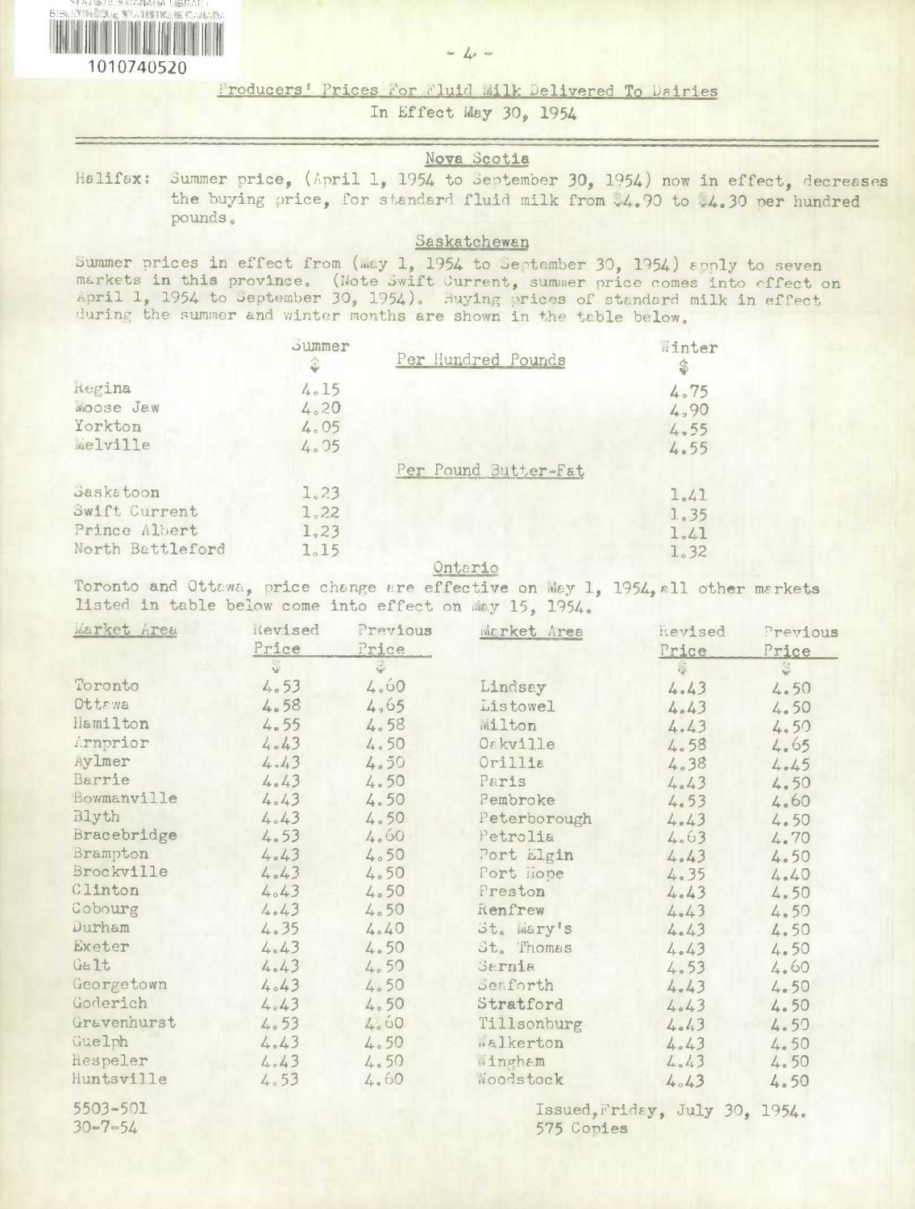## Producers' Prices For Fluid Milk Delivered To Dairies

In Effect May 30, 1954

### Nova Scotia

Halifax: Summer price, (April 1, 1954 to September 30, 1954) now in effect, decreases the buying price, for standard fluid milk from $4.90 to $4.30 per hundred pounds.

### Saskatchewan

Summer prices in effect from (May 1, 1954 to September 30, 1954) apply to seven markets in this province. (Note Swift Current, summer price comes into effect on April 1, 1954 to September 30, 1954). Buying prices of standard milk in effect during the summer and winter months are shown in the table below.

| | Summer $ | | Winter $ |
|---|---|---|---|
| | | Per Hundred Pounds | |
| Regina | 4.15 | | 4.75 |
| Moose Jaw | 4.20 | | 4.90 |
| Yorkton | 4.05 | | 4.55 |
| Melville | 4.05 | | 4.55 |
| | | Per Pound Butter-Fat | |
| Saskatoon | 1.23 | | 1.41 |
| Swift Current | 1.22 | | 1.35 |
| Prince Albert | 1.23 | | 1.41 |
| North Battleford | 1.15 | | 1.32 |

### Ontario

Toronto and Ottawa, price change are effective on May 1, 1954, all other markets listed in table below come into effect on May 15, 1954.

| Market Area | Revised Price $ | Previous Price $ | Market Area | Revised Price $ | Previous Price $ |
|---|---|---|---|---|---|
| Toronto | 4.53 | 4.60 | Lindsay | 4.43 | 4.50 |
| Ottawa | 4.58 | 4.65 | Listowel | 4.43 | 4.50 |
| Hamilton | 4.55 | 4.58 | Milton | 4.43 | 4.50 |
| Arnprior | 4.43 | 4.50 | Oakville | 4.58 | 4.65 |
| Aylmer | 4.43 | 4.50 | Orillia | 4.38 | 4.45 |
| Barrie | 4.43 | 4.50 | Paris | 4.43 | 4.50 |
| Bowmanville | 4.43 | 4.50 | Pembroke | 4.53 | 4.60 |
| Blyth | 4.43 | 4.50 | Peterborough | 4.43 | 4.50 |
| Bracebridge | 4.53 | 4.60 | Petrolia | 4.63 | 4.70 |
| Brampton | 4.43 | 4.50 | Port Elgin | 4.43 | 4.50 |
| Brockville | 4.43 | 4.50 | Port Hope | 4.35 | 4.40 |
| Clinton | 4.43 | 4.50 | Preston | 4.43 | 4.50 |
| Cobourg | 4.43 | 4.50 | Renfrew | 4.43 | 4.50 |
| Durham | 4.35 | 4.40 | St. Mary's | 4.43 | 4.50 |
| Exeter | 4.43 | 4.50 | St. Thomas | 4.43 | 4.50 |
| Galt | 4.43 | 4.50 | Sarnia | 4.53 | 4.60 |
| Georgetown | 4.43 | 4.50 | Seaforth | 4.43 | 4.50 |
| Goderich | 4.43 | 4.50 | Stratford | 4.43 | 4.50 |
| Gravenhurst | 4.53 | 4.60 | Tillsonburg | 4.43 | 4.50 |
| Guelph | 4.43 | 4.50 | Walkerton | 4.43 | 4.50 |
| Hespeler | 4.43 | 4.50 | Wingham | 4.43 | 4.50 |
| Huntsville | 4.53 | 4.60 | Woodstock | 4.43 | 4.50 |

5503-501
30-7-54

Issued, Friday, July 30, 1954.
575 Copies